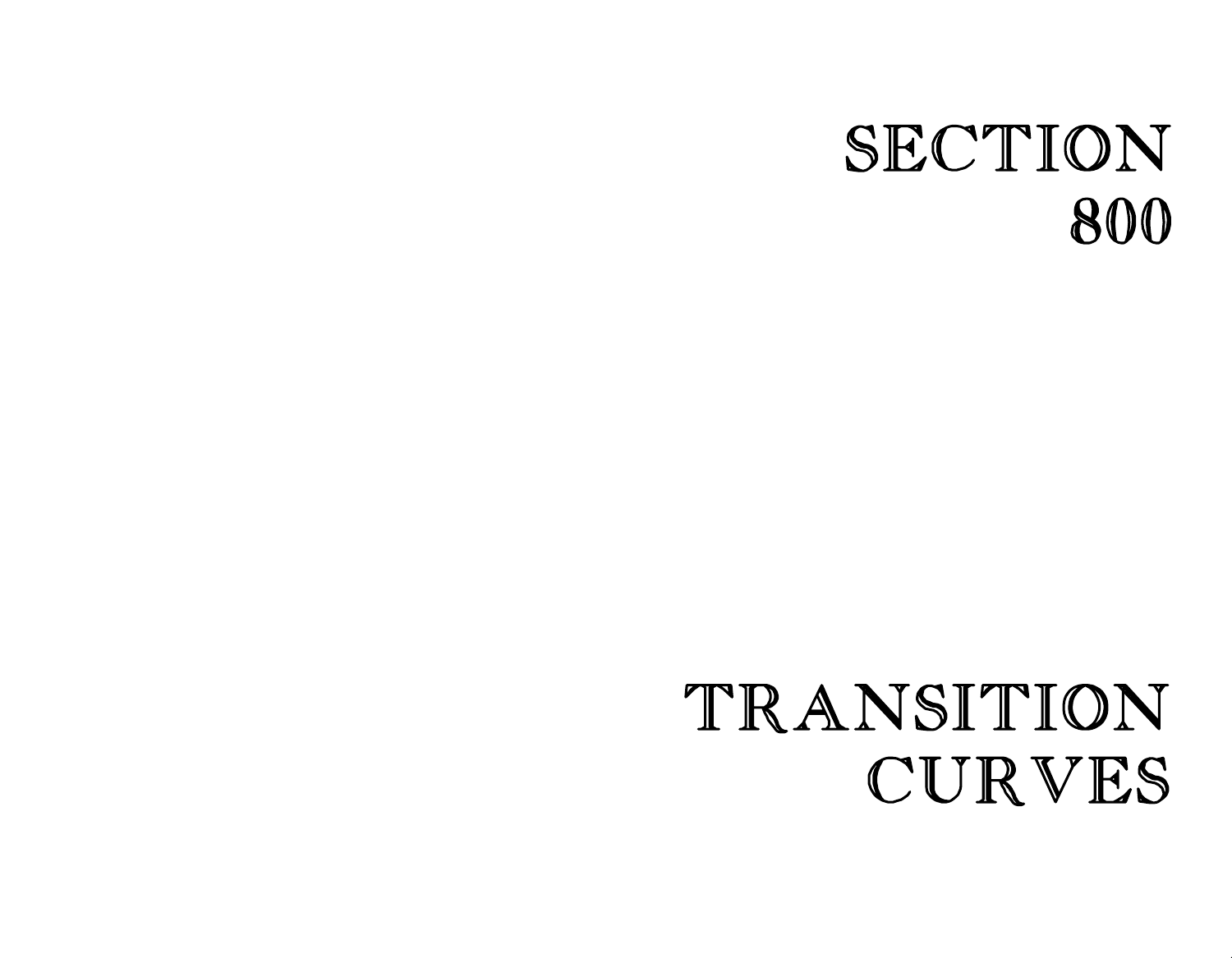# SECTION 800

# TRANSITION CURVES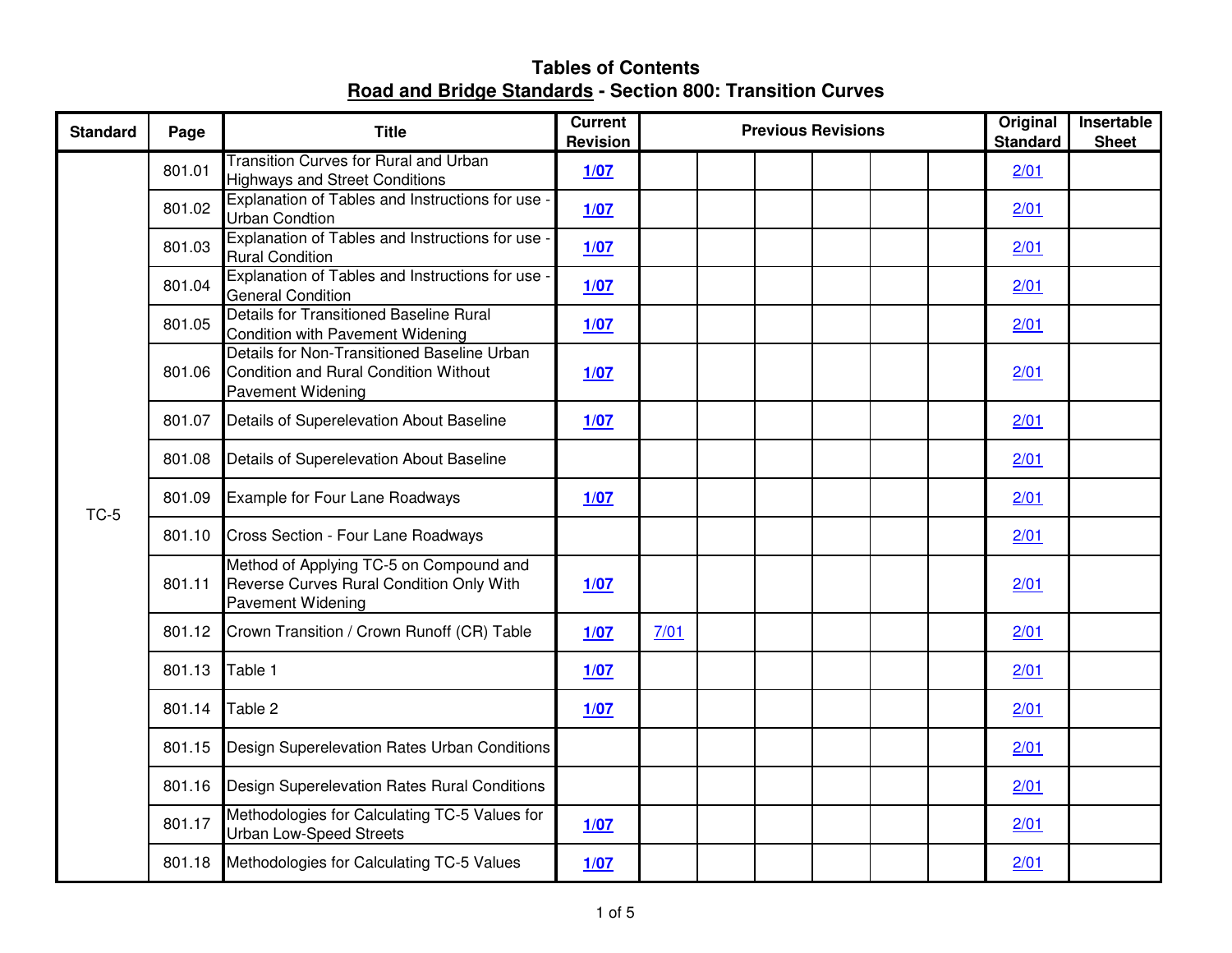# Tables of Contents

## Road and Bridge Standards - Section 800: Transition Curves

| Standard | Page | Title | Current Revision | Previous Revisions | | | | | | Original Standard | Insertable Sheet |
|---|---|---|---|---|---|---|---|---|---|---|---|
| TC-5 | 801.01 | Transition Curves for Rural and Urban Highways and Street Conditions | **1/07** | | | | | | | 2/01 | |
| | 801.02 | Explanation of Tables and Instructions for use - Urban Condtion | **1/07** | | | | | | | 2/01 | |
| | 801.03 | Explanation of Tables and Instructions for use - Rural Condition | **1/07** | | | | | | | 2/01 | |
| | 801.04 | Explanation of Tables and Instructions for use - General Condition | **1/07** | | | | | | | 2/01 | |
| | 801.05 | Details for Transitioned Baseline Rural Condition with Pavement Widening | **1/07** | | | | | | | 2/01 | |
| | 801.06 | Details for Non-Transitioned Baseline Urban Condition and Rural Condition Without Pavement Widening | **1/07** | | | | | | | 2/01 | |
| | 801.07 | Details of Superelevation About Baseline | **1/07** | | | | | | | 2/01 | |
| | 801.08 | Details of Superelevation About Baseline | | | | | | | | 2/01 | |
| | 801.09 | Example for Four Lane Roadways | **1/07** | | | | | | | 2/01 | |
| | 801.10 | Cross Section - Four Lane Roadways | | | | | | | | 2/01 | |
| | 801.11 | Method of Applying TC-5 on Compound and Reverse Curves Rural Condition Only With Pavement Widening | **1/07** | | | | | | | 2/01 | |
| | 801.12 | Crown Transition / Crown Runoff (CR) Table | **1/07** | 7/01 | | | | | | 2/01 | |
| | 801.13 | Table 1 | **1/07** | | | | | | | 2/01 | |
| | 801.14 | Table 2 | **1/07** | | | | | | | 2/01 | |
| | 801.15 | Design Superelevation Rates Urban Conditions | | | | | | | | 2/01 | |
| | 801.16 | Design Superelevation Rates Rural Conditions | | | | | | | | 2/01 | |
| | 801.17 | Methodologies for Calculating TC-5 Values for Urban Low-Speed Streets | **1/07** | | | | | | | 2/01 | |
| | 801.18 | Methodologies for Calculating TC-5 Values | **1/07** | | | | | | | 2/01 | |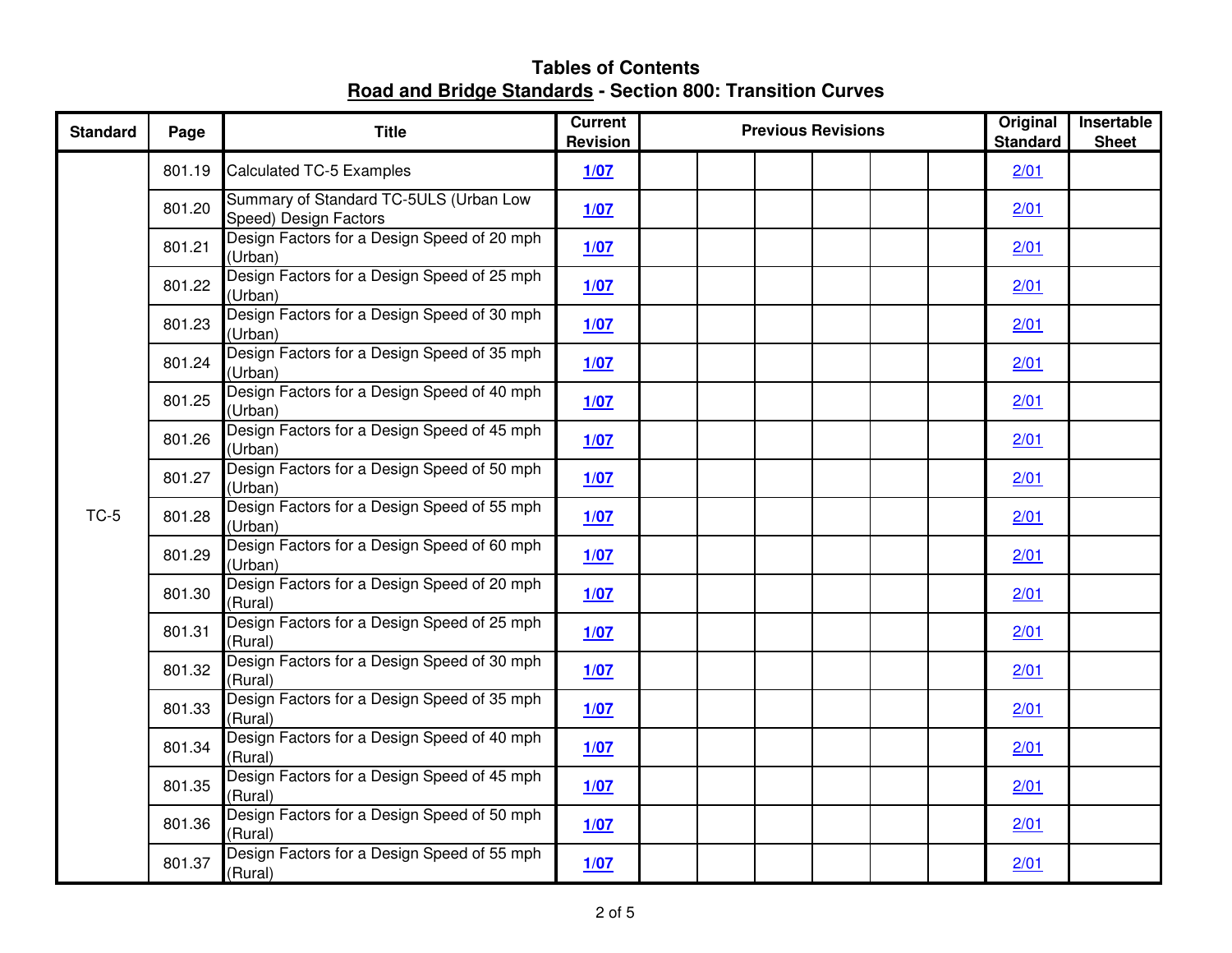# Tables of Contents

## Road and Bridge Standards - Section 800: Transition Curves

| Standard | Page | Title | Current Revision | Previous Revisions | | | | | | Original Standard | Insertable Sheet |
|---|---|---|---|---|---|---|---|---|---|---|---|
| TC-5 | 801.19 | Calculated TC-5 Examples | **1/07** | | | | | | | 2/01 | |
| | 801.20 | Summary of Standard TC-5ULS (Urban Low Speed) Design Factors | **1/07** | | | | | | | 2/01 | |
| | 801.21 | Design Factors for a Design Speed of 20 mph (Urban) | **1/07** | | | | | | | 2/01 | |
| | 801.22 | Design Factors for a Design Speed of 25 mph (Urban) | **1/07** | | | | | | | 2/01 | |
| | 801.23 | Design Factors for a Design Speed of 30 mph (Urban) | **1/07** | | | | | | | 2/01 | |
| | 801.24 | Design Factors for a Design Speed of 35 mph (Urban) | **1/07** | | | | | | | 2/01 | |
| | 801.25 | Design Factors for a Design Speed of 40 mph (Urban) | **1/07** | | | | | | | 2/01 | |
| | 801.26 | Design Factors for a Design Speed of 45 mph (Urban) | **1/07** | | | | | | | 2/01 | |
| | 801.27 | Design Factors for a Design Speed of 50 mph (Urban) | **1/07** | | | | | | | 2/01 | |
| | 801.28 | Design Factors for a Design Speed of 55 mph (Urban) | **1/07** | | | | | | | 2/01 | |
| | 801.29 | Design Factors for a Design Speed of 60 mph (Urban) | **1/07** | | | | | | | 2/01 | |
| | 801.30 | Design Factors for a Design Speed of 20 mph (Rural) | **1/07** | | | | | | | 2/01 | |
| | 801.31 | Design Factors for a Design Speed of 25 mph (Rural) | **1/07** | | | | | | | 2/01 | |
| | 801.32 | Design Factors for a Design Speed of 30 mph (Rural) | **1/07** | | | | | | | 2/01 | |
| | 801.33 | Design Factors for a Design Speed of 35 mph (Rural) | **1/07** | | | | | | | 2/01 | |
| | 801.34 | Design Factors for a Design Speed of 40 mph (Rural) | **1/07** | | | | | | | 2/01 | |
| | 801.35 | Design Factors for a Design Speed of 45 mph (Rural) | **1/07** | | | | | | | 2/01 | |
| | 801.36 | Design Factors for a Design Speed of 50 mph (Rural) | **1/07** | | | | | | | 2/01 | |
| | 801.37 | Design Factors for a Design Speed of 55 mph (Rural) | **1/07** | | | | | | | 2/01 | |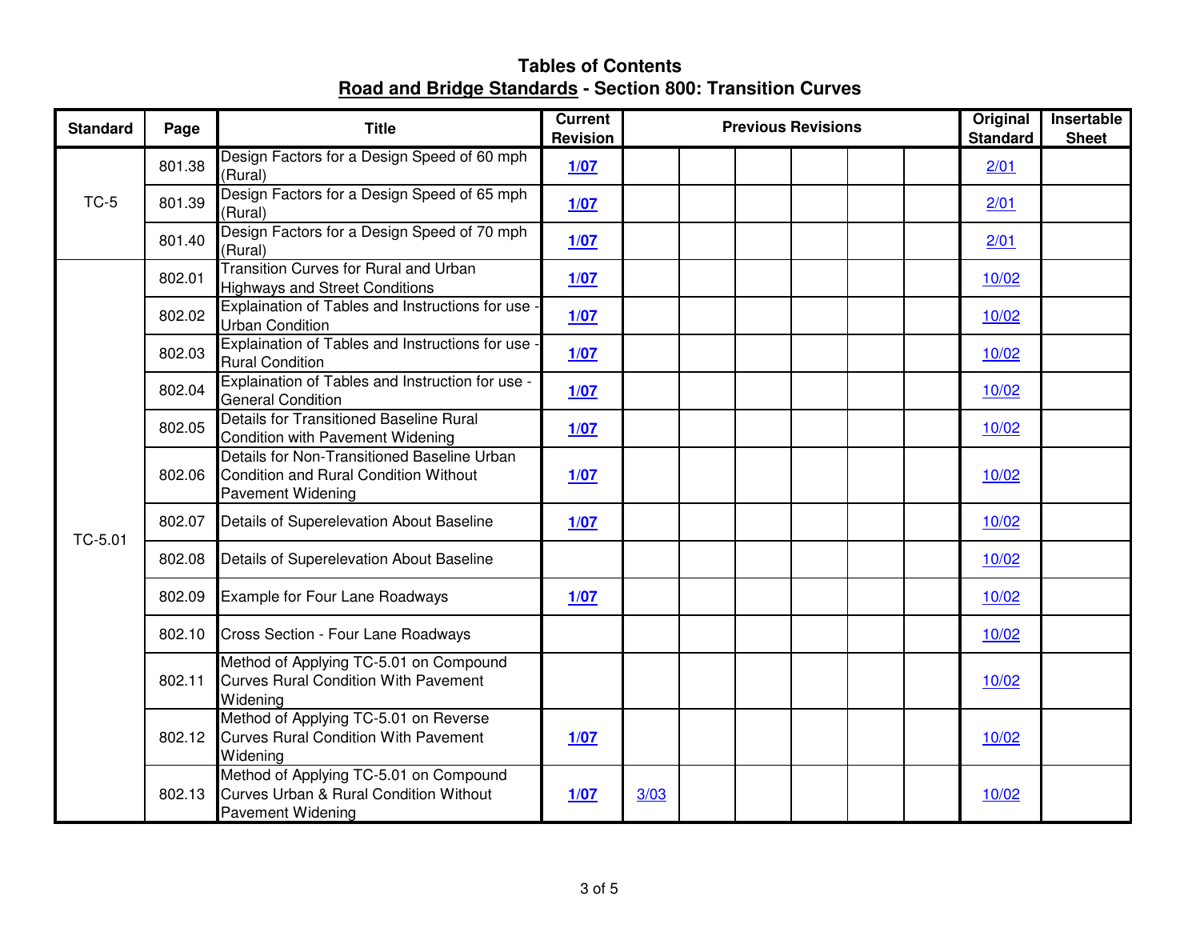# Tables of Contents

## Road and Bridge Standards - Section 800: Transition Curves

| Standard | Page | Title | Current Revision | Previous Revisions | | | | | | Original Standard | Insertable Sheet |
|---|---|---|---|---|---|---|---|---|---|---|---|
| TC-5 | 801.38 | Design Factors for a Design Speed of 60 mph (Rural) | **1/07** | | | | | | | 2/01 | |
| | 801.39 | Design Factors for a Design Speed of 65 mph (Rural) | **1/07** | | | | | | | 2/01 | |
| | 801.40 | Design Factors for a Design Speed of 70 mph (Rural) | **1/07** | | | | | | | 2/01 | |
| TC-5.01 | 802.01 | Transition Curves for Rural and Urban Highways and Street Conditions | **1/07** | | | | | | | 10/02 | |
| | 802.02 | Explaination of Tables and Instructions for use - Urban Condition | **1/07** | | | | | | | 10/02 | |
| | 802.03 | Explaination of Tables and Instructions for use - Rural Condition | **1/07** | | | | | | | 10/02 | |
| | 802.04 | Explaination of Tables and Instruction for use - General Condition | **1/07** | | | | | | | 10/02 | |
| | 802.05 | Details for Transitioned Baseline Rural Condition with Pavement Widening | **1/07** | | | | | | | 10/02 | |
| | 802.06 | Details for Non-Transitioned Baseline Urban Condition and Rural Condition Without Pavement Widening | **1/07** | | | | | | | 10/02 | |
| | 802.07 | Details of Superelevation About Baseline | **1/07** | | | | | | | 10/02 | |
| | 802.08 | Details of Superelevation About Baseline | | | | | | | | 10/02 | |
| | 802.09 | Example for Four Lane Roadways | **1/07** | | | | | | | 10/02 | |
| | 802.10 | Cross Section - Four Lane Roadways | | | | | | | | 10/02 | |
| | 802.11 | Method of Applying TC-5.01 on Compound Curves Rural Condition With Pavement Widening | | | | | | | | 10/02 | |
| | 802.12 | Method of Applying TC-5.01 on Reverse Curves Rural Condition With Pavement Widening | **1/07** | | | | | | | 10/02 | |
| | 802.13 | Method of Applying TC-5.01 on Compound Curves Urban & Rural Condition Without Pavement Widening | **1/07** | 3/03 | | | | | | 10/02 | |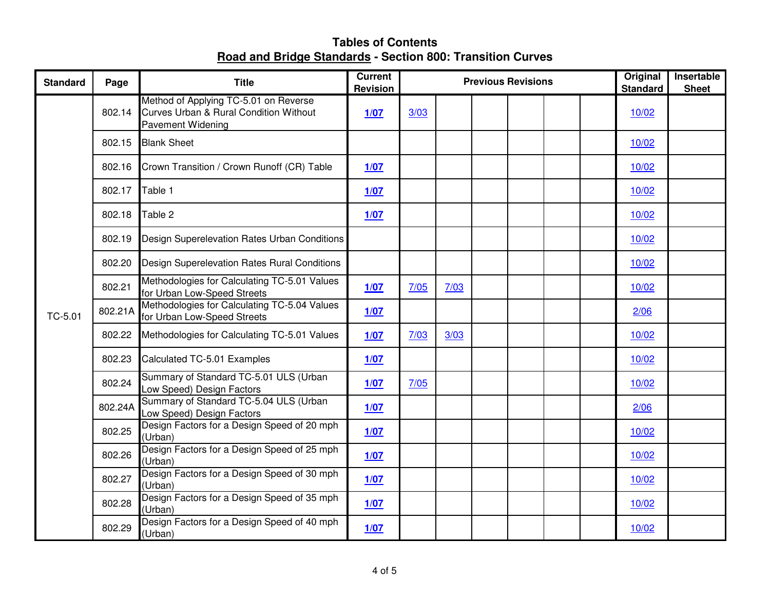# Tables of Contents

## Road and Bridge Standards - Section 800: Transition Curves

| Standard | Page | Title | Current Revision | Previous Revisions | | | | | | Original Standard | Insertable Sheet |
|---|---|---|---|---|---|---|---|---|---|---|---|
| TC-5.01 | 802.14 | Method of Applying TC-5.01 on Reverse Curves Urban & Rural Condition Without Pavement Widening | **1/07** | 3/03 | | | | | | 10/02 | |
| | 802.15 | Blank Sheet | | | | | | | | 10/02 | |
| | 802.16 | Crown Transition / Crown Runoff (CR) Table | **1/07** | | | | | | | 10/02 | |
| | 802.17 | Table 1 | **1/07** | | | | | | | 10/02 | |
| | 802.18 | Table 2 | **1/07** | | | | | | | 10/02 | |
| | 802.19 | Design Superelevation Rates Urban Conditions | | | | | | | | 10/02 | |
| | 802.20 | Design Superelevation Rates Rural Conditions | | | | | | | | 10/02 | |
| | 802.21 | Methodologies for Calculating TC-5.01 Values for Urban Low-Speed Streets | **1/07** | 7/05 | 7/03 | | | | | 10/02 | |
| | 802.21A | Methodologies for Calculating TC-5.04 Values for Urban Low-Speed Streets | **1/07** | | | | | | | 2/06 | |
| | 802.22 | Methodologies for Calculating TC-5.01 Values | **1/07** | 7/03 | 3/03 | | | | | 10/02 | |
| | 802.23 | Calculated TC-5.01 Examples | **1/07** | | | | | | | 10/02 | |
| | 802.24 | Summary of Standard TC-5.01 ULS (Urban Low Speed) Design Factors | **1/07** | 7/05 | | | | | | 10/02 | |
| | 802.24A | Summary of Standard TC-5.04 ULS (Urban Low Speed) Design Factors | **1/07** | | | | | | | 2/06 | |
| | 802.25 | Design Factors for a Design Speed of 20 mph (Urban) | **1/07** | | | | | | | 10/02 | |
| | 802.26 | Design Factors for a Design Speed of 25 mph (Urban) | **1/07** | | | | | | | 10/02 | |
| | 802.27 | Design Factors for a Design Speed of 30 mph (Urban) | **1/07** | | | | | | | 10/02 | |
| | 802.28 | Design Factors for a Design Speed of 35 mph (Urban) | **1/07** | | | | | | | 10/02 | |
| | 802.29 | Design Factors for a Design Speed of 40 mph (Urban) | **1/07** | | | | | | | 10/02 | |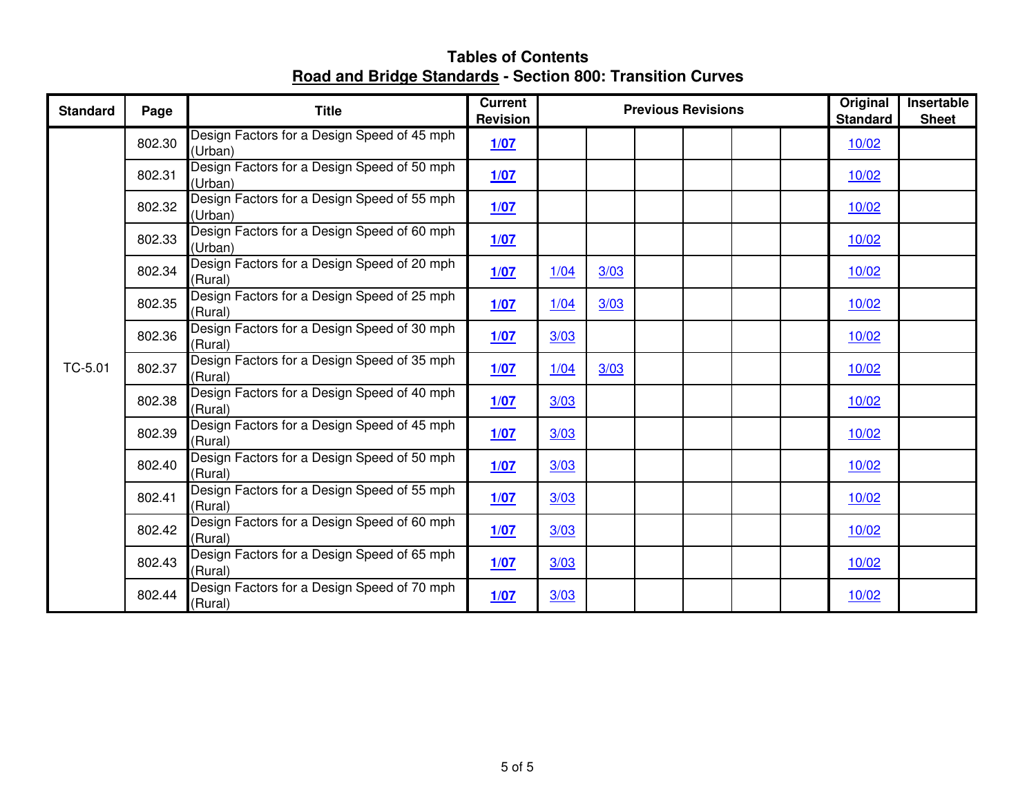# Tables of Contents

## Road and Bridge Standards - Section 800: Transition Curves

| Standard | Page | Title | Current Revision | Previous Revisions | | | | | | Original Standard | Insertable Sheet |
|---|---|---|---|---|---|---|---|---|---|---|---|
| TC-5.01 | 802.30 | Design Factors for a Design Speed of 45 mph (Urban) | **1/07** | | | | | | | 10/02 | |
| | 802.31 | Design Factors for a Design Speed of 50 mph (Urban) | **1/07** | | | | | | | 10/02 | |
| | 802.32 | Design Factors for a Design Speed of 55 mph (Urban) | **1/07** | | | | | | | 10/02 | |
| | 802.33 | Design Factors for a Design Speed of 60 mph (Urban) | **1/07** | | | | | | | 10/02 | |
| | 802.34 | Design Factors for a Design Speed of 20 mph (Rural) | **1/07** | 1/04 | 3/03 | | | | | 10/02 | |
| | 802.35 | Design Factors for a Design Speed of 25 mph (Rural) | **1/07** | 1/04 | 3/03 | | | | | 10/02 | |
| | 802.36 | Design Factors for a Design Speed of 30 mph (Rural) | **1/07** | 3/03 | | | | | | 10/02 | |
| | 802.37 | Design Factors for a Design Speed of 35 mph (Rural) | **1/07** | 1/04 | 3/03 | | | | | 10/02 | |
| | 802.38 | Design Factors for a Design Speed of 40 mph (Rural) | **1/07** | 3/03 | | | | | | 10/02 | |
| | 802.39 | Design Factors for a Design Speed of 45 mph (Rural) | **1/07** | 3/03 | | | | | | 10/02 | |
| | 802.40 | Design Factors for a Design Speed of 50 mph (Rural) | **1/07** | 3/03 | | | | | | 10/02 | |
| | 802.41 | Design Factors for a Design Speed of 55 mph (Rural) | **1/07** | 3/03 | | | | | | 10/02 | |
| | 802.42 | Design Factors for a Design Speed of 60 mph (Rural) | **1/07** | 3/03 | | | | | | 10/02 | |
| | 802.43 | Design Factors for a Design Speed of 65 mph (Rural) | **1/07** | 3/03 | | | | | | 10/02 | |
| | 802.44 | Design Factors for a Design Speed of 70 mph (Rural) | **1/07** | 3/03 | | | | | | 10/02 | |